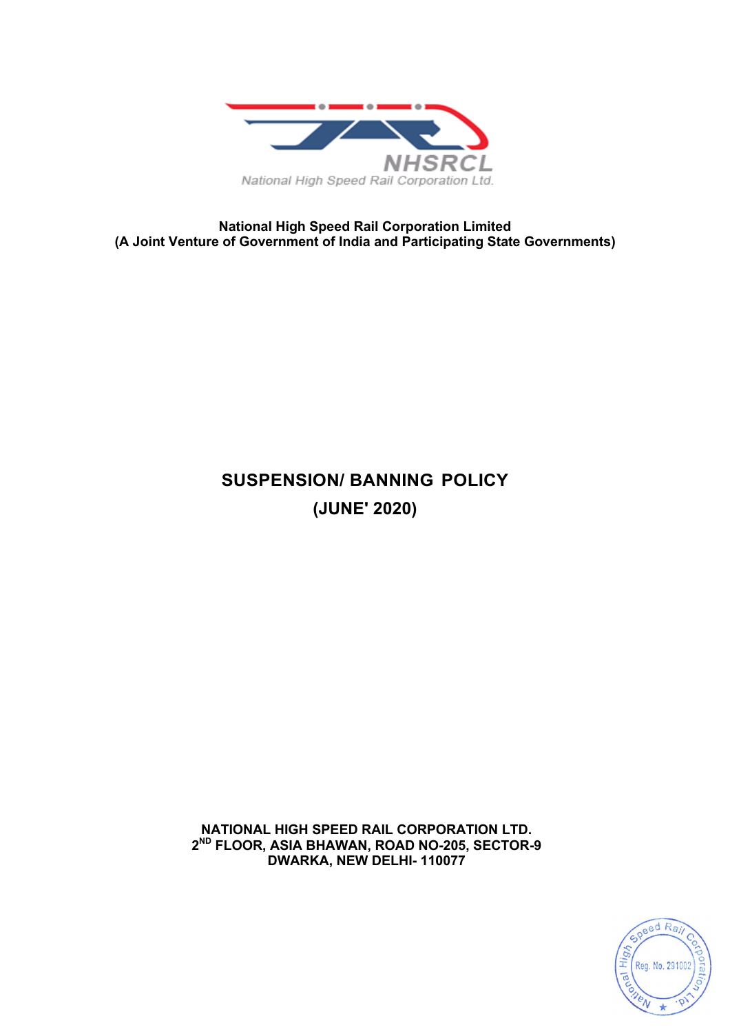NHSRCL

National High Speed Rail Corporation Ltd.

**National High Speed Rail Corporation Limited**
**(A Joint Venture of Government of India and Participating State Governments)**

# SUSPENSION/ BANNING POLICY
# (JUNE' 2020)

**NATIONAL HIGH SPEED RAIL CORPORATION LTD.**
**2ND FLOOR, ASIA BHAWAN, ROAD NO-205, SECTOR-9**
**DWARKA, NEW DELHI- 110077**

National High Speed Rail Corporation Ltd. Reg. No. 291002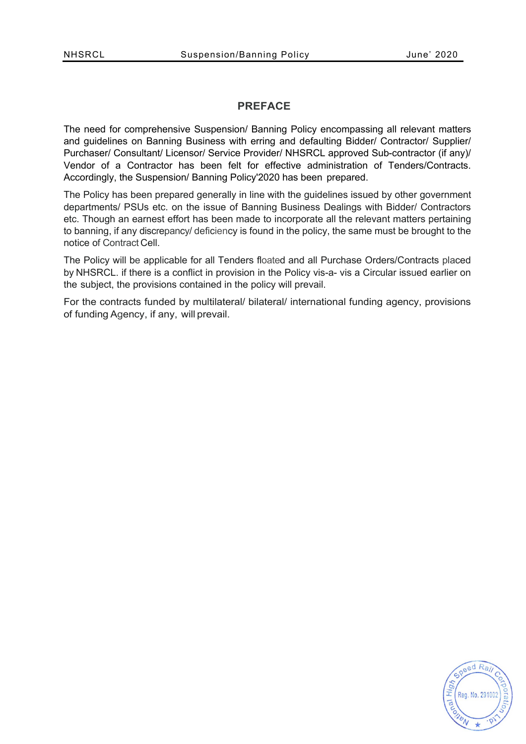## PREFACE

The need for comprehensive Suspension/ Banning Policy encompassing all relevant matters and guidelines on Banning Business with erring and defaulting Bidder/ Contractor/ Supplier/ Purchaser/ Consultant/ Licensor/ Service Provider/ NHSRCL approved Sub-contractor (if any)/ Vendor of a Contractor has been felt for effective administration of Tenders/Contracts. Accordingly, the Suspension/ Banning Policy'2020 has been prepared.

The Policy has been prepared generally in line with the guidelines issued by other government departments/ PSUs etc. on the issue of Banning Business Dealings with Bidder/ Contractors etc. Though an earnest effort has been made to incorporate all the relevant matters pertaining to banning, if any discrepancy/ deficiency is found in the policy, the same must be brought to the notice of Contract Cell.

The Policy will be applicable for all Tenders floated and all Purchase Orders/Contracts placed by NHSRCL. if there is a conflict in provision in the Policy vis-a- vis a Circular issued earlier on the subject, the provisions contained in the policy will prevail.

For the contracts funded by multilateral/ bilateral/ international funding agency, provisions of funding Agency, if any, will prevail.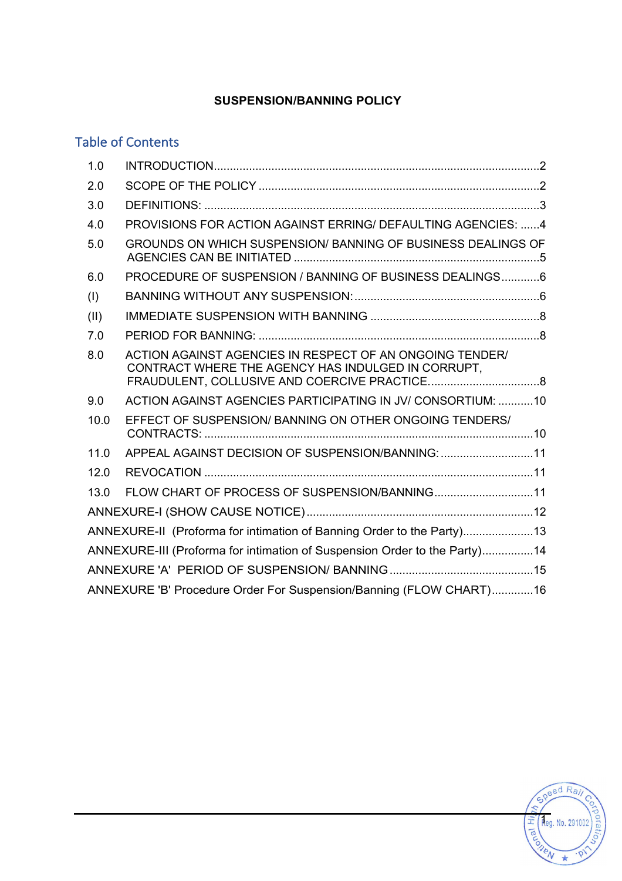**SUSPENSION/BANNING POLICY**

## Table of Contents

1.0 INTRODUCTION....................................................................................................2

2.0 SCOPE OF THE POLICY .......................................................................................2

3.0 DEFINITIONS: .........................................................................................................3

4.0 PROVISIONS FOR ACTION AGAINST ERRING/ DEFAULTING AGENCIES: ......4

5.0 GROUNDS ON WHICH SUSPENSION/ BANNING OF BUSINESS DEALINGS OF AGENCIES CAN BE INITIATED ............................................................................5

6.0 PROCEDURE OF SUSPENSION / BANNING OF BUSINESS DEALINGS............6

(I) BANNING WITHOUT ANY SUSPENSION:..........................................................6

(II) IMMEDIATE SUSPENSION WITH BANNING .....................................................8

7.0 PERIOD FOR BANNING: .......................................................................................8

8.0 ACTION AGAINST AGENCIES IN RESPECT OF AN ONGOING TENDER/ CONTRACT WHERE THE AGENCY HAS INDULGED IN CORRUPT, FRAUDULENT, COLLUSIVE AND COERCIVE PRACTICE...................................8

9.0 ACTION AGAINST AGENCIES PARTICIPATING IN JV/ CONSORTIUM: ...........10

10.0 EFFECT OF SUSPENSION/ BANNING ON OTHER ONGOING TENDERS/ CONTRACTS: ......................................................................................................10

11.0 APPEAL AGAINST DECISION OF SUSPENSION/BANNING: .............................11

12.0 REVOCATION ......................................................................................................11

13.0 FLOW CHART OF PROCESS OF SUSPENSION/BANNING...............................11

ANNEXURE-I (SHOW CAUSE NOTICE).......................................................................12

ANNEXURE-II (Proforma for intimation of Banning Order to the Party)......................13

ANNEXURE-III (Proforma for intimation of Suspension Order to the Party)................14

ANNEXURE 'A' PERIOD OF SUSPENSION/ BANNING.............................................15

ANNEXURE 'B' Procedure Order For Suspension/Banning (FLOW CHART).............16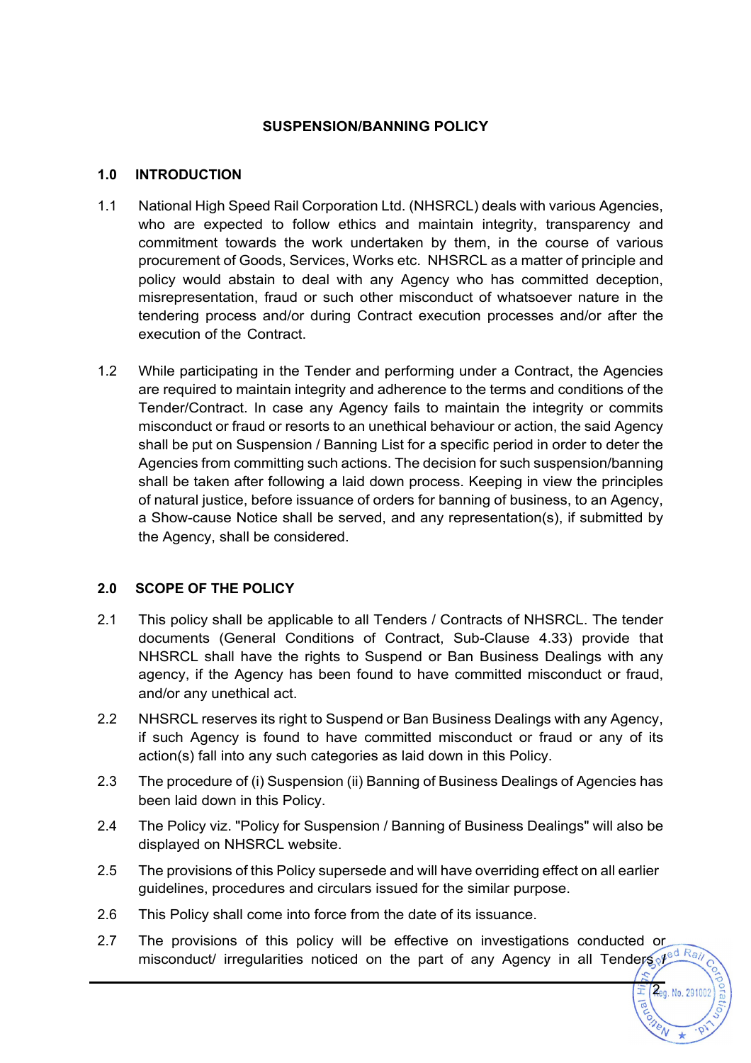# SUSPENSION/BANNING POLICY

## 1.0 INTRODUCTION

1.1 National High Speed Rail Corporation Ltd. (NHSRCL) deals with various Agencies, who are expected to follow ethics and maintain integrity, transparency and commitment towards the work undertaken by them, in the course of various procurement of Goods, Services, Works etc. NHSRCL as a matter of principle and policy would abstain to deal with any Agency who has committed deception, misrepresentation, fraud or such other misconduct of whatsoever nature in the tendering process and/or during Contract execution processes and/or after the execution of the Contract.

1.2 While participating in the Tender and performing under a Contract, the Agencies are required to maintain integrity and adherence to the terms and conditions of the Tender/Contract. In case any Agency fails to maintain the integrity or commits misconduct or fraud or resorts to an unethical behaviour or action, the said Agency shall be put on Suspension / Banning List for a specific period in order to deter the Agencies from committing such actions. The decision for such suspension/banning shall be taken after following a laid down process. Keeping in view the principles of natural justice, before issuance of orders for banning of business, to an Agency, a Show-cause Notice shall be served, and any representation(s), if submitted by the Agency, shall be considered.

## 2.0 SCOPE OF THE POLICY

2.1 This policy shall be applicable to all Tenders / Contracts of NHSRCL. The tender documents (General Conditions of Contract, Sub-Clause 4.33) provide that NHSRCL shall have the rights to Suspend or Ban Business Dealings with any agency, if the Agency has been found to have committed misconduct or fraud, and/or any unethical act.

2.2 NHSRCL reserves its right to Suspend or Ban Business Dealings with any Agency, if such Agency is found to have committed misconduct or fraud or any of its action(s) fall into any such categories as laid down in this Policy.

2.3 The procedure of (i) Suspension (ii) Banning of Business Dealings of Agencies has been laid down in this Policy.

2.4 The Policy viz. "Policy for Suspension / Banning of Business Dealings" will also be displayed on NHSRCL website.

2.5 The provisions of this Policy supersede and will have overriding effect on all earlier guidelines, procedures and circulars issued for the similar purpose.

2.6 This Policy shall come into force from the date of its issuance.

2.7 The provisions of this policy will be effective on investigations conducted or misconduct/ irregularities noticed on the part of any Agency in all Tenders /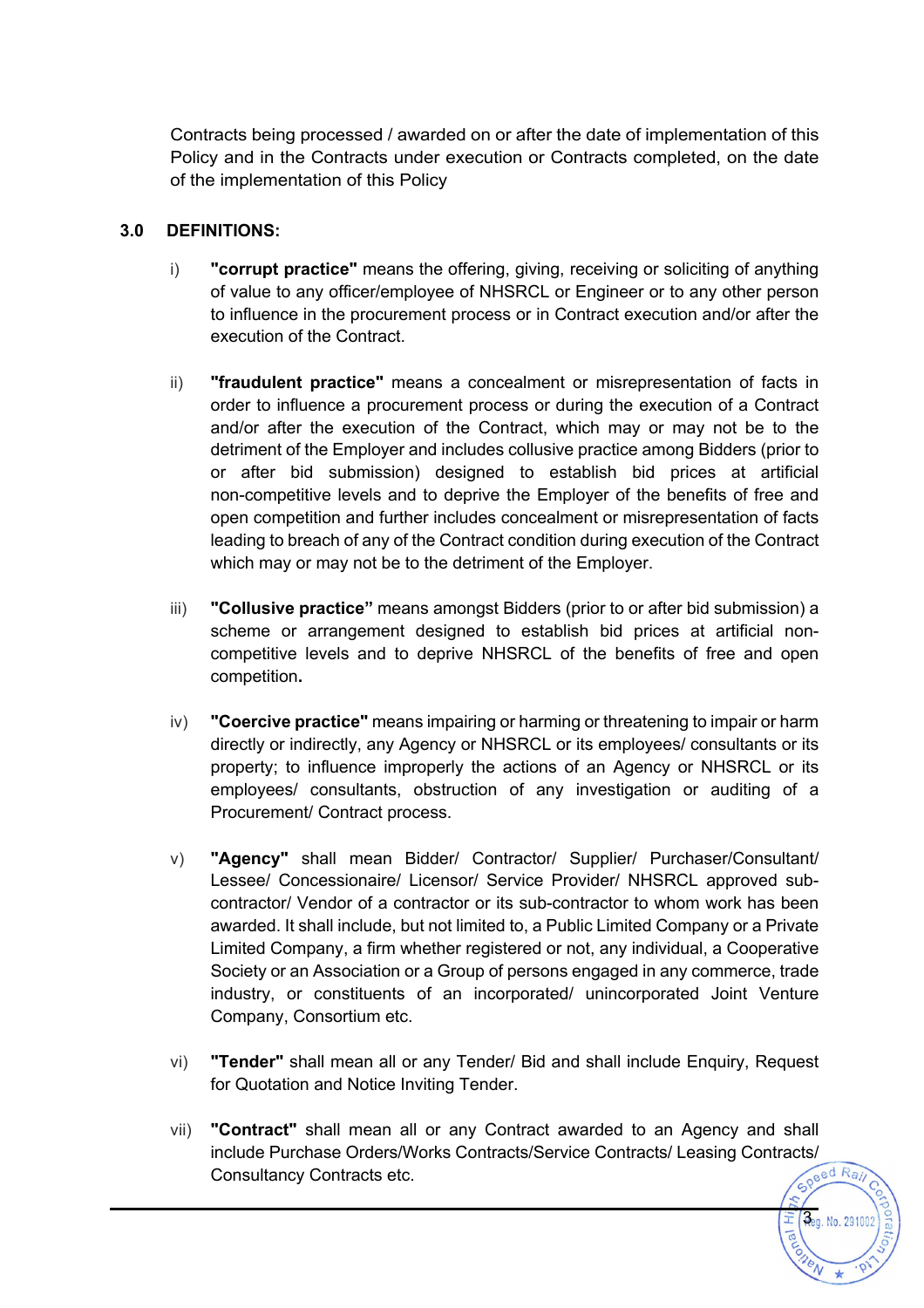Contracts being processed / awarded on or after the date of implementation of this Policy and in the Contracts under execution or Contracts completed, on the date of the implementation of this Policy

## 3.0 DEFINITIONS:

i) **"corrupt practice"** means the offering, giving, receiving or soliciting of anything of value to any officer/employee of NHSRCL or Engineer or to any other person to influence in the procurement process or in Contract execution and/or after the execution of the Contract.

ii) **"fraudulent practice"** means a concealment or misrepresentation of facts in order to influence a procurement process or during the execution of a Contract and/or after the execution of the Contract, which may or may not be to the detriment of the Employer and includes collusive practice among Bidders (prior to or after bid submission) designed to establish bid prices at artificial non-competitive levels and to deprive the Employer of the benefits of free and open competition and further includes concealment or misrepresentation of facts leading to breach of any of the Contract condition during execution of the Contract which may or may not be to the detriment of the Employer.

iii) **"Collusive practice"** means amongst Bidders (prior to or after bid submission) a scheme or arrangement designed to establish bid prices at artificial non-competitive levels and to deprive NHSRCL of the benefits of free and open competition**.**

iv) **"Coercive practice"** means impairing or harming or threatening to impair or harm directly or indirectly, any Agency or NHSRCL or its employees/ consultants or its property; to influence improperly the actions of an Agency or NHSRCL or its employees/ consultants, obstruction of any investigation or auditing of a Procurement/ Contract process.

v) **"Agency"** shall mean Bidder/ Contractor/ Supplier/ Purchaser/Consultant/ Lessee/ Concessionaire/ Licensor/ Service Provider/ NHSRCL approved sub-contractor/ Vendor of a contractor or its sub-contractor to whom work has been awarded. It shall include, but not limited to, a Public Limited Company or a Private Limited Company, a firm whether registered or not, any individual, a Cooperative Society or an Association or a Group of persons engaged in any commerce, trade industry, or constituents of an incorporated/ unincorporated Joint Venture Company, Consortium etc.

vi) **"Tender"** shall mean all or any Tender/ Bid and shall include Enquiry, Request for Quotation and Notice Inviting Tender.

vii) **"Contract"** shall mean all or any Contract awarded to an Agency and shall include Purchase Orders/Works Contracts/Service Contracts/ Leasing Contracts/ Consultancy Contracts etc.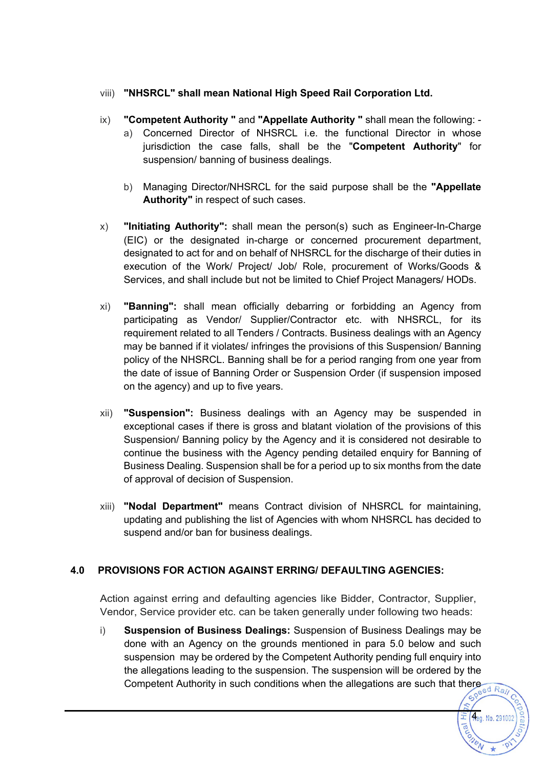viii) **"NHSRCL" shall mean National High Speed Rail Corporation Ltd.**

ix) **"Competent Authority "** and **"Appellate Authority "** shall mean the following: -

a) Concerned Director of NHSRCL i.e. the functional Director in whose jurisdiction the case falls, shall be the "**Competent Authority**" for suspension/ banning of business dealings.

b) Managing Director/NHSRCL for the said purpose shall be the **"Appellate Authority"** in respect of such cases.

x) **"Initiating Authority":** shall mean the person(s) such as Engineer-In-Charge (EIC) or the designated in-charge or concerned procurement department, designated to act for and on behalf of NHSRCL for the discharge of their duties in execution of the Work/ Project/ Job/ Role, procurement of Works/Goods & Services, and shall include but not be limited to Chief Project Managers/ HODs.

xi) **"Banning":** shall mean officially debarring or forbidding an Agency from participating as Vendor/ Supplier/Contractor etc. with NHSRCL, for its requirement related to all Tenders / Contracts. Business dealings with an Agency may be banned if it violates/ infringes the provisions of this Suspension/ Banning policy of the NHSRCL. Banning shall be for a period ranging from one year from the date of issue of Banning Order or Suspension Order (if suspension imposed on the agency) and up to five years.

xii) **"Suspension":** Business dealings with an Agency may be suspended in exceptional cases if there is gross and blatant violation of the provisions of this Suspension/ Banning policy by the Agency and it is considered not desirable to continue the business with the Agency pending detailed enquiry for Banning of Business Dealing. Suspension shall be for a period up to six months from the date of approval of decision of Suspension.

xiii) **"Nodal Department"** means Contract division of NHSRCL for maintaining, updating and publishing the list of Agencies with whom NHSRCL has decided to suspend and/or ban for business dealings.

## 4.0 PROVISIONS FOR ACTION AGAINST ERRING/ DEFAULTING AGENCIES:

Action against erring and defaulting agencies like Bidder, Contractor, Supplier, Vendor, Service provider etc. can be taken generally under following two heads:

i) **Suspension of Business Dealings:** Suspension of Business Dealings may be done with an Agency on the grounds mentioned in para 5.0 below and such suspension may be ordered by the Competent Authority pending full enquiry into the allegations leading to the suspension. The suspension will be ordered by the Competent Authority in such conditions when the allegations are such that there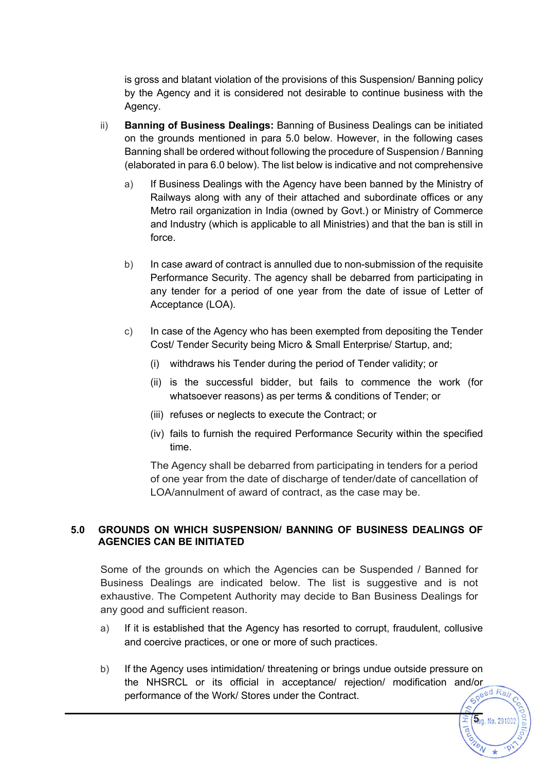is gross and blatant violation of the provisions of this Suspension/ Banning policy by the Agency and it is considered not desirable to continue business with the Agency.

ii) **Banning of Business Dealings:** Banning of Business Dealings can be initiated on the grounds mentioned in para 5.0 below. However, in the following cases Banning shall be ordered without following the procedure of Suspension / Banning (elaborated in para 6.0 below). The list below is indicative and not comprehensive

a) If Business Dealings with the Agency have been banned by the Ministry of Railways along with any of their attached and subordinate offices or any Metro rail organization in India (owned by Govt.) or Ministry of Commerce and Industry (which is applicable to all Ministries) and that the ban is still in force.

b) In case award of contract is annulled due to non-submission of the requisite Performance Security. The agency shall be debarred from participating in any tender for a period of one year from the date of issue of Letter of Acceptance (LOA).

c) In case of the Agency who has been exempted from depositing the Tender Cost/ Tender Security being Micro & Small Enterprise/ Startup, and;

(i) withdraws his Tender during the period of Tender validity; or

(ii) is the successful bidder, but fails to commence the work (for whatsoever reasons) as per terms & conditions of Tender; or

(iii) refuses or neglects to execute the Contract; or

(iv) fails to furnish the required Performance Security within the specified time.

The Agency shall be debarred from participating in tenders for a period of one year from the date of discharge of tender/date of cancellation of LOA/annulment of award of contract, as the case may be.

## 5.0 GROUNDS ON WHICH SUSPENSION/ BANNING OF BUSINESS DEALINGS OF AGENCIES CAN BE INITIATED

Some of the grounds on which the Agencies can be Suspended / Banned for Business Dealings are indicated below. The list is suggestive and is not exhaustive. The Competent Authority may decide to Ban Business Dealings for any good and sufficient reason.

a) If it is established that the Agency has resorted to corrupt, fraudulent, collusive and coercive practices, or one or more of such practices.

b) If the Agency uses intimidation/ threatening or brings undue outside pressure on the NHSRCL or its official in acceptance/ rejection/ modification and/or performance of the Work/ Stores under the Contract.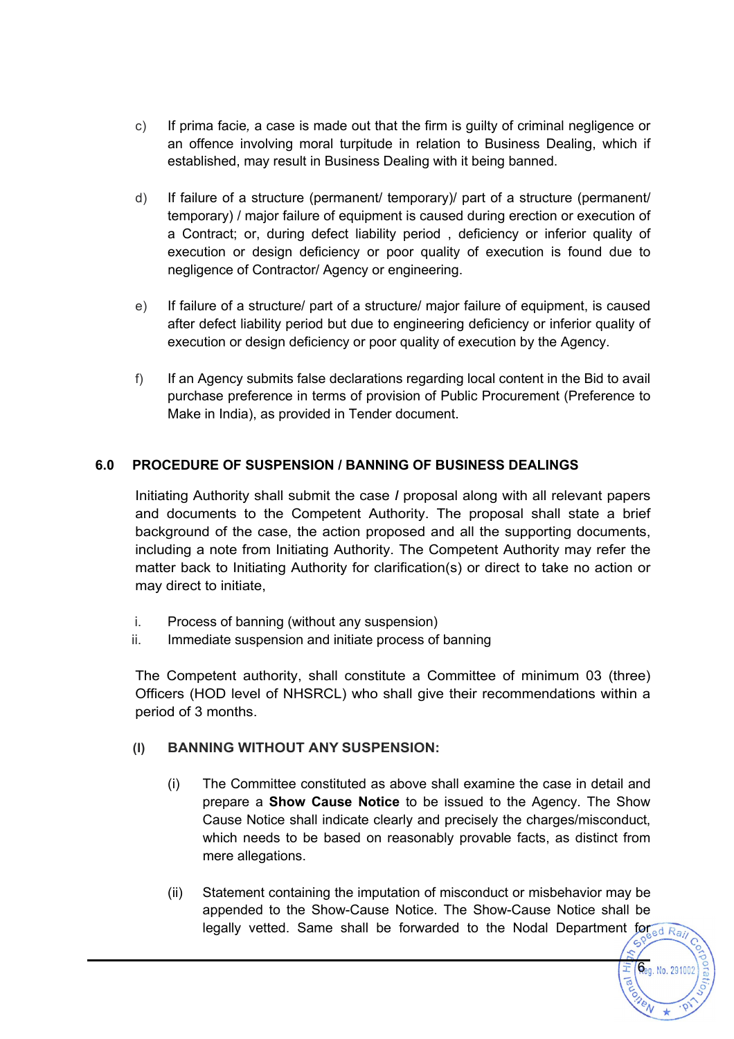c) If prima facie*,* a case is made out that the firm is guilty of criminal negligence or an offence involving moral turpitude in relation to Business Dealing, which if established, may result in Business Dealing with it being banned.

d) If failure of a structure (permanent/ temporary)/ part of a structure (permanent/ temporary) / major failure of equipment is caused during erection or execution of a Contract; or, during defect liability period , deficiency or inferior quality of execution or design deficiency or poor quality of execution is found due to negligence of Contractor/ Agency or engineering.

e) If failure of a structure/ part of a structure/ major failure of equipment, is caused after defect liability period but due to engineering deficiency or inferior quality of execution or design deficiency or poor quality of execution by the Agency.

f) If an Agency submits false declarations regarding local content in the Bid to avail purchase preference in terms of provision of Public Procurement (Preference to Make in India), as provided in Tender document.

## 6.0 PROCEDURE OF SUSPENSION / BANNING OF BUSINESS DEALINGS

Initiating Authority shall submit the case / proposal along with all relevant papers and documents to the Competent Authority. The proposal shall state a brief background of the case, the action proposed and all the supporting documents, including a note from Initiating Authority. The Competent Authority may refer the matter back to Initiating Authority for clarification(s) or direct to take no action or may direct to initiate,

i. Process of banning (without any suspension)
ii. Immediate suspension and initiate process of banning

The Competent authority, shall constitute a Committee of minimum 03 (three) Officers (HOD level of NHSRCL) who shall give their recommendations within a period of 3 months.

### (I) BANNING WITHOUT ANY SUSPENSION:

(i) The Committee constituted as above shall examine the case in detail and prepare a **Show Cause Notice** to be issued to the Agency. The Show Cause Notice shall indicate clearly and precisely the charges/misconduct, which needs to be based on reasonably provable facts, as distinct from mere allegations.

(ii) Statement containing the imputation of misconduct or misbehavior may be appended to the Show-Cause Notice. The Show-Cause Notice shall be legally vetted. Same shall be forwarded to the Nodal Department for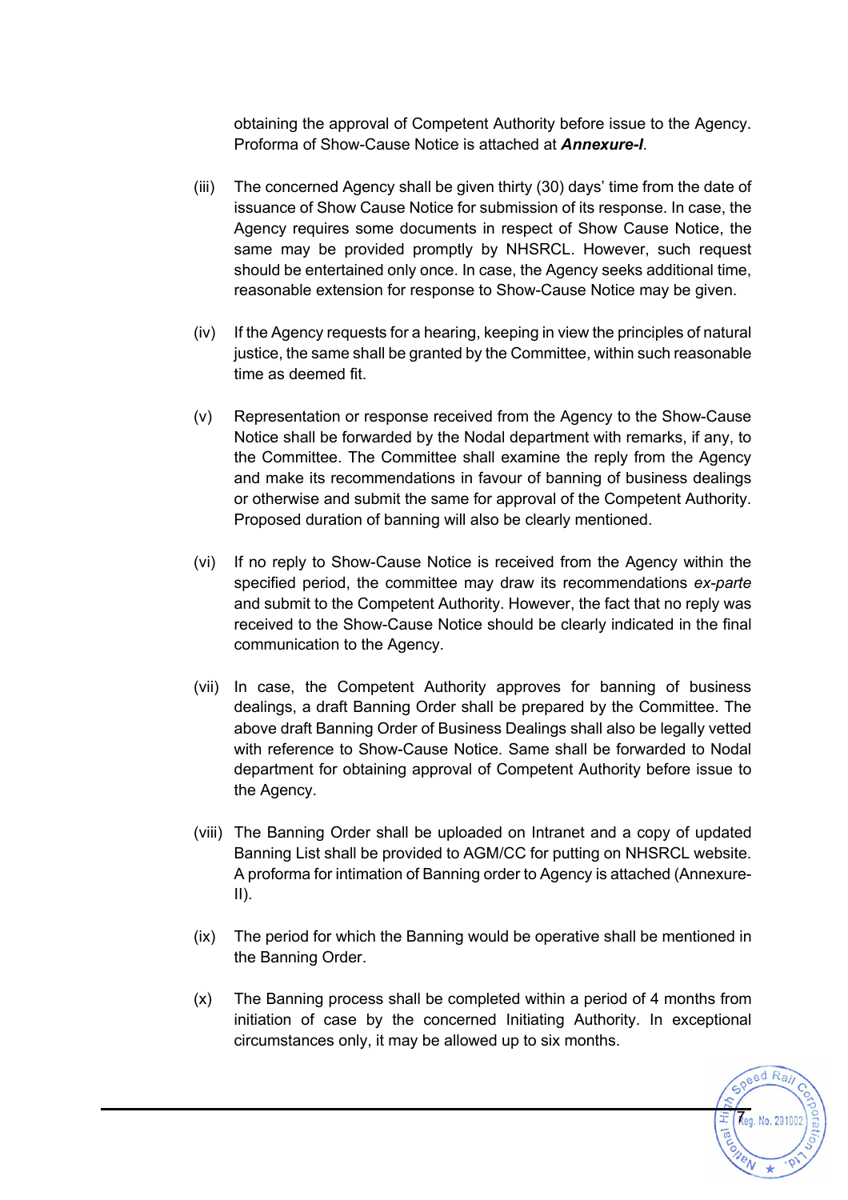obtaining the approval of Competent Authority before issue to the Agency. Proforma of Show-Cause Notice is attached at ***Annexure-I***.

(iii) The concerned Agency shall be given thirty (30) days' time from the date of issuance of Show Cause Notice for submission of its response. In case, the Agency requires some documents in respect of Show Cause Notice, the same may be provided promptly by NHSRCL. However, such request should be entertained only once. In case, the Agency seeks additional time, reasonable extension for response to Show-Cause Notice may be given.

(iv) If the Agency requests for a hearing, keeping in view the principles of natural justice, the same shall be granted by the Committee, within such reasonable time as deemed fit.

(v) Representation or response received from the Agency to the Show-Cause Notice shall be forwarded by the Nodal department with remarks, if any, to the Committee. The Committee shall examine the reply from the Agency and make its recommendations in favour of banning of business dealings or otherwise and submit the same for approval of the Competent Authority. Proposed duration of banning will also be clearly mentioned.

(vi) If no reply to Show-Cause Notice is received from the Agency within the specified period, the committee may draw its recommendations *ex-parte* and submit to the Competent Authority. However, the fact that no reply was received to the Show-Cause Notice should be clearly indicated in the final communication to the Agency.

(vii) In case, the Competent Authority approves for banning of business dealings, a draft Banning Order shall be prepared by the Committee. The above draft Banning Order of Business Dealings shall also be legally vetted with reference to Show-Cause Notice. Same shall be forwarded to Nodal department for obtaining approval of Competent Authority before issue to the Agency.

(viii) The Banning Order shall be uploaded on Intranet and a copy of updated Banning List shall be provided to AGM/CC for putting on NHSRCL website. A proforma for intimation of Banning order to Agency is attached (Annexure-II).

(ix) The period for which the Banning would be operative shall be mentioned in the Banning Order.

(x) The Banning process shall be completed within a period of 4 months from initiation of case by the concerned Initiating Authority. In exceptional circumstances only, it may be allowed up to six months.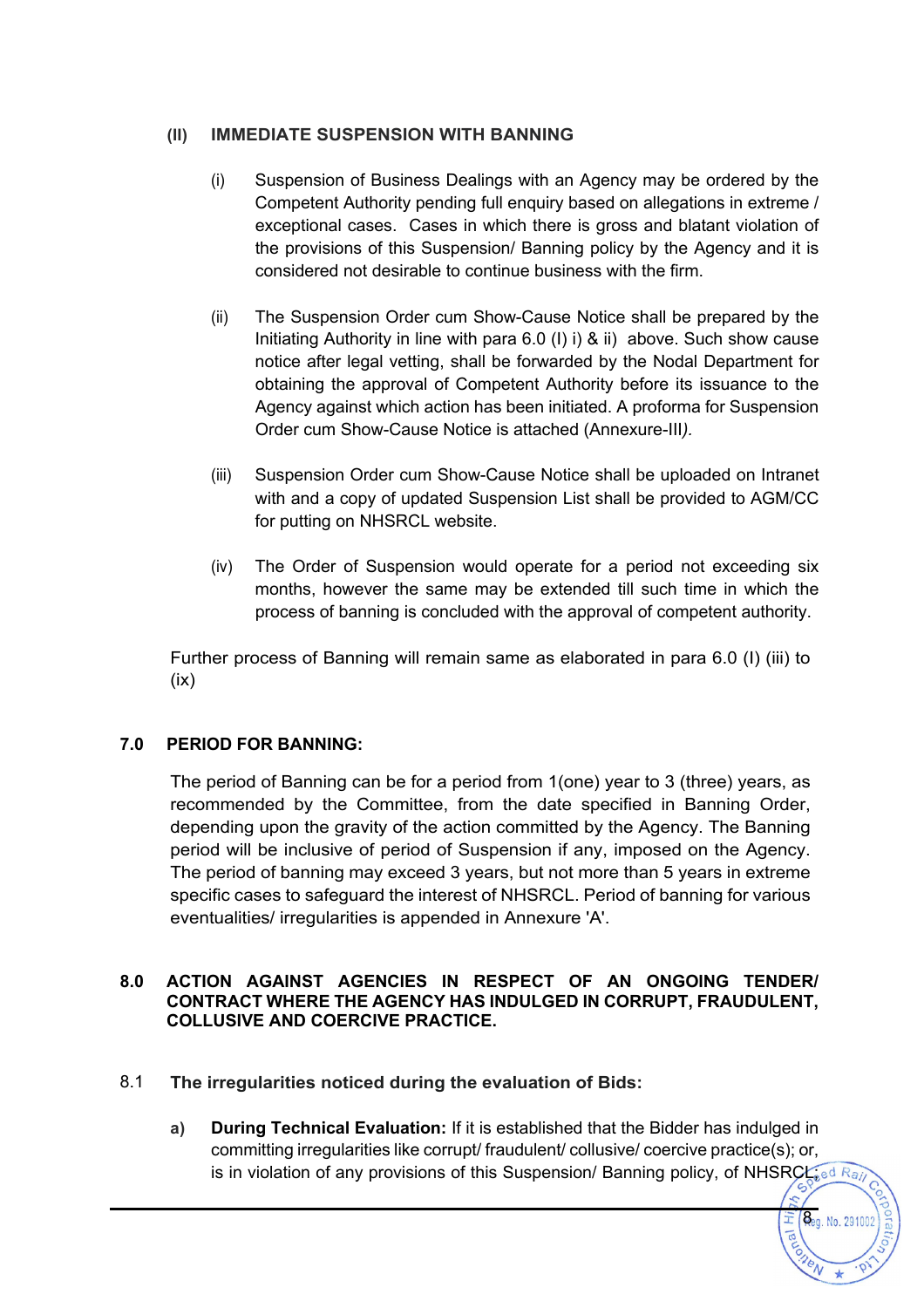### (II) IMMEDIATE SUSPENSION WITH BANNING

(i) Suspension of Business Dealings with an Agency may be ordered by the Competent Authority pending full enquiry based on allegations in extreme / exceptional cases. Cases in which there is gross and blatant violation of the provisions of this Suspension/ Banning policy by the Agency and it is considered not desirable to continue business with the firm.

(ii) The Suspension Order cum Show-Cause Notice shall be prepared by the Initiating Authority in line with para 6.0 (I) i) & ii) above. Such show cause notice after legal vetting, shall be forwarded by the Nodal Department for obtaining the approval of Competent Authority before its issuance to the Agency against which action has been initiated. A proforma for Suspension Order cum Show-Cause Notice is attached (Annexure-III*).*

(iii) Suspension Order cum Show-Cause Notice shall be uploaded on Intranet with and a copy of updated Suspension List shall be provided to AGM/CC for putting on NHSRCL website.

(iv) The Order of Suspension would operate for a period not exceeding six months, however the same may be extended till such time in which the process of banning is concluded with the approval of competent authority.

Further process of Banning will remain same as elaborated in para 6.0 (I) (iii) to (ix)

## 7.0 PERIOD FOR BANNING:

The period of Banning can be for a period from 1(one) year to 3 (three) years, as recommended by the Committee, from the date specified in Banning Order, depending upon the gravity of the action committed by the Agency. The Banning period will be inclusive of period of Suspension if any, imposed on the Agency. The period of banning may exceed 3 years, but not more than 5 years in extreme specific cases to safeguard the interest of NHSRCL. Period of banning for various eventualities/ irregularities is appended in Annexure 'A'.

## 8.0 ACTION AGAINST AGENCIES IN RESPECT OF AN ONGOING TENDER/ CONTRACT WHERE THE AGENCY HAS INDULGED IN CORRUPT, FRAUDULENT, COLLUSIVE AND COERCIVE PRACTICE.

### 8.1 The irregularities noticed during the evaluation of Bids:

**a) During Technical Evaluation:** If it is established that the Bidder has indulged in committing irregularities like corrupt/ fraudulent/ collusive/ coercive practice(s); or, is in violation of any provisions of this Suspension/ Banning policy, of NHSRCL;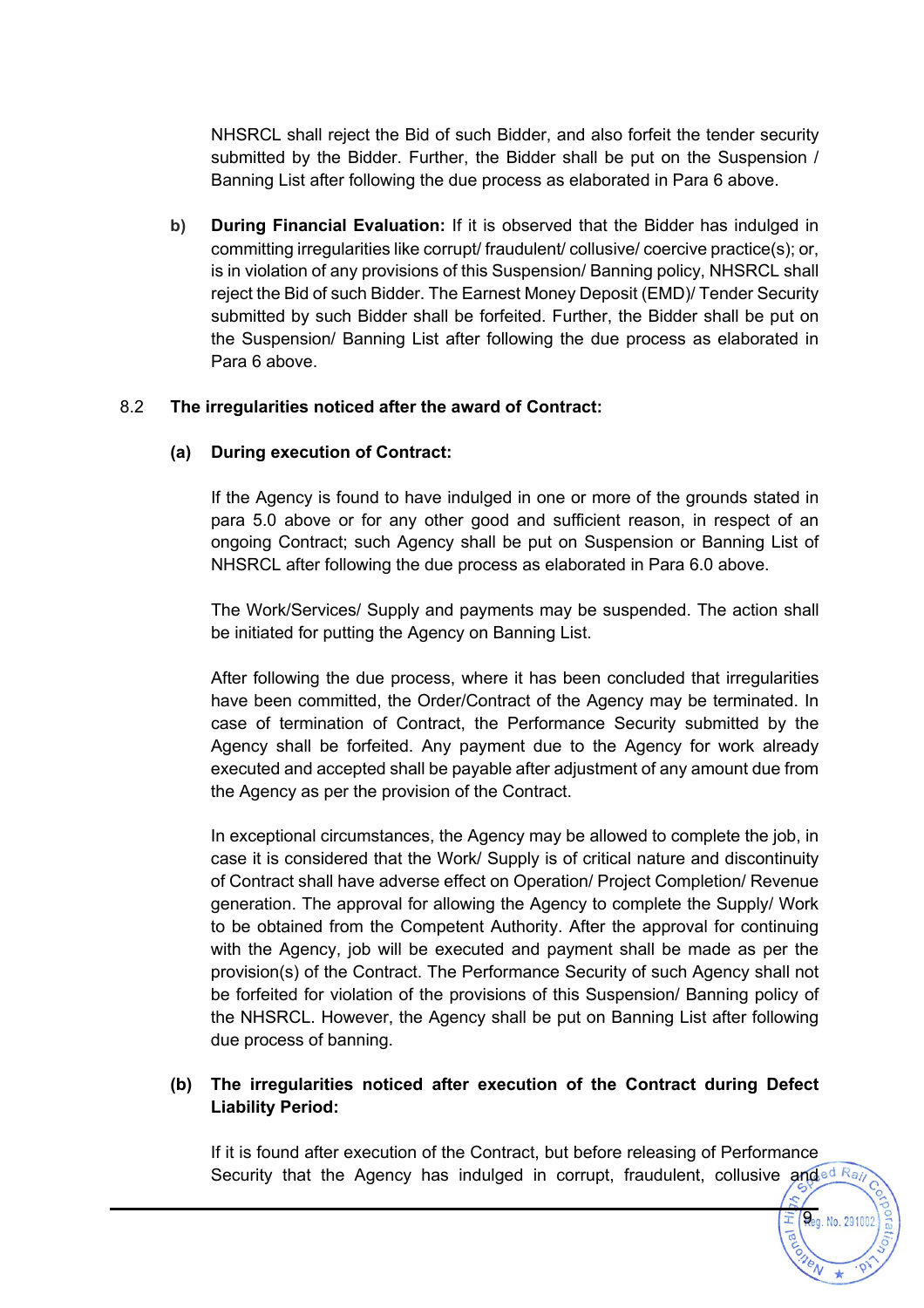NHSRCL shall reject the Bid of such Bidder, and also forfeit the tender security submitted by the Bidder. Further, the Bidder shall be put on the Suspension / Banning List after following the due process as elaborated in Para 6 above.

b) **During Financial Evaluation:** If it is observed that the Bidder has indulged in committing irregularities like corrupt/ fraudulent/ collusive/ coercive practice(s); or, is in violation of any provisions of this Suspension/ Banning policy, NHSRCL shall reject the Bid of such Bidder. The Earnest Money Deposit (EMD)/ Tender Security submitted by such Bidder shall be forfeited. Further, the Bidder shall be put on the Suspension/ Banning List after following the due process as elaborated in Para 6 above.

8.2 **The irregularities noticed after the award of Contract:**

**(a) During execution of Contract:**

If the Agency is found to have indulged in one or more of the grounds stated in para 5.0 above or for any other good and sufficient reason, in respect of an ongoing Contract; such Agency shall be put on Suspension or Banning List of NHSRCL after following the due process as elaborated in Para 6.0 above.

The Work/Services/ Supply and payments may be suspended. The action shall be initiated for putting the Agency on Banning List.

After following the due process, where it has been concluded that irregularities have been committed, the Order/Contract of the Agency may be terminated. In case of termination of Contract, the Performance Security submitted by the Agency shall be forfeited. Any payment due to the Agency for work already executed and accepted shall be payable after adjustment of any amount due from the Agency as per the provision of the Contract.

In exceptional circumstances, the Agency may be allowed to complete the job, in case it is considered that the Work/ Supply is of critical nature and discontinuity of Contract shall have adverse effect on Operation/ Project Completion/ Revenue generation. The approval for allowing the Agency to complete the Supply/ Work to be obtained from the Competent Authority. After the approval for continuing with the Agency, job will be executed and payment shall be made as per the provision(s) of the Contract. The Performance Security of such Agency shall not be forfeited for violation of the provisions of this Suspension/ Banning policy of the NHSRCL. However, the Agency shall be put on Banning List after following due process of banning.

**(b) The irregularities noticed after execution of the Contract during Defect Liability Period:**

If it is found after execution of the Contract, but before releasing of Performance Security that the Agency has indulged in corrupt, fraudulent, collusive and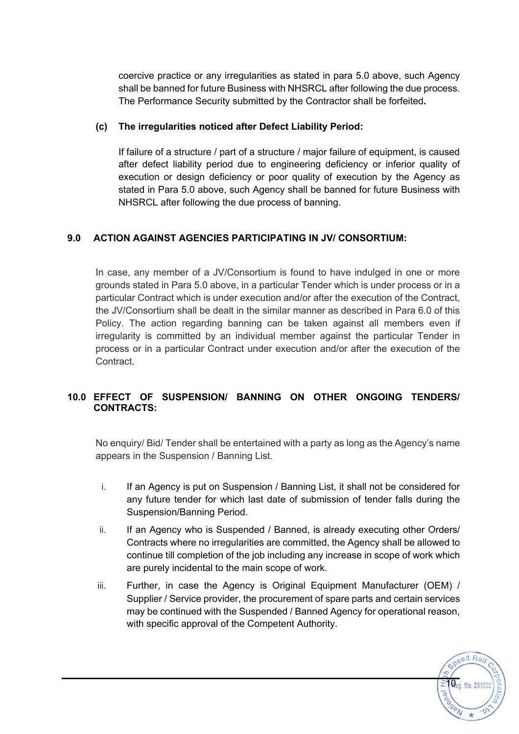coercive practice or any irregularities as stated in para 5.0 above, such Agency shall be banned for future Business with NHSRCL after following the due process. The Performance Security submitted by the Contractor shall be forfeited**.**

**(c) The irregularities noticed after Defect Liability Period:**

If failure of a structure / part of a structure / major failure of equipment, is caused after defect liability period due to engineering deficiency or inferior quality of execution or design deficiency or poor quality of execution by the Agency as stated in Para 5.0 above, such Agency shall be banned for future Business with NHSRCL after following the due process of banning.

## 9.0 ACTION AGAINST AGENCIES PARTICIPATING IN JV/ CONSORTIUM:

In case, any member of a JV/Consortium is found to have indulged in one or more grounds stated in Para 5.0 above, in a particular Tender which is under process or in a particular Contract which is under execution and/or after the execution of the Contract, the JV/Consortium shall be dealt in the similar manner as described in Para 6.0 of this Policy. The action regarding banning can be taken against all members even if irregularity is committed by an individual member against the particular Tender in process or in a particular Contract under execution and/or after the execution of the Contract.

## 10.0 EFFECT OF SUSPENSION/ BANNING ON OTHER ONGOING TENDERS/ CONTRACTS:

No enquiry/ Bid/ Tender shall be entertained with a party as long as the Agency's name appears in the Suspension / Banning List.

i. If an Agency is put on Suspension / Banning List, it shall not be considered for any future tender for which last date of submission of tender falls during the Suspension/Banning Period.

ii. If an Agency who is Suspended / Banned, is already executing other Orders/ Contracts where no irregularities are committed, the Agency shall be allowed to continue till completion of the job including any increase in scope of work which are purely incidental to the main scope of work.

iii. Further, in case the Agency is Original Equipment Manufacturer (OEM) / Supplier / Service provider, the procurement of spare parts and certain services may be continued with the Suspended / Banned Agency for operational reason, with specific approval of the Competent Authority.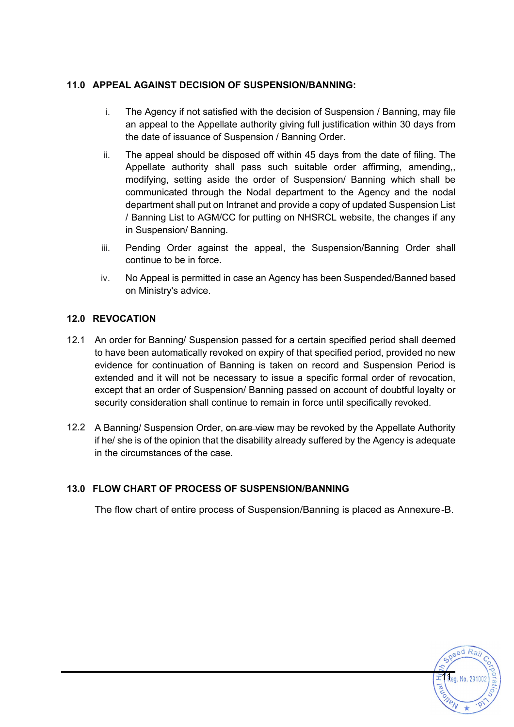## 11.0 APPEAL AGAINST DECISION OF SUSPENSION/BANNING:

i. The Agency if not satisfied with the decision of Suspension / Banning, may file an appeal to the Appellate authority giving full justification within 30 days from the date of issuance of Suspension / Banning Order.

ii. The appeal should be disposed off within 45 days from the date of filing. The Appellate authority shall pass such suitable order affirming, amending,, modifying, setting aside the order of Suspension/ Banning which shall be communicated through the Nodal department to the Agency and the nodal department shall put on Intranet and provide a copy of updated Suspension List / Banning List to AGM/CC for putting on NHSRCL website, the changes if any in Suspension/ Banning.

iii. Pending Order against the appeal, the Suspension/Banning Order shall continue to be in force.

iv. No Appeal is permitted in case an Agency has been Suspended/Banned based on Ministry's advice.

## 12.0 REVOCATION

12.1 An order for Banning/ Suspension passed for a certain specified period shall deemed to have been automatically revoked on expiry of that specified period, provided no new evidence for continuation of Banning is taken on record and Suspension Period is extended and it will not be necessary to issue a specific formal order of revocation, except that an order of Suspension/ Banning passed on account of doubtful loyalty or security consideration shall continue to remain in force until specifically revoked.

12.2 A Banning/ Suspension Order, ~~on are view~~ may be revoked by the Appellate Authority if he/ she is of the opinion that the disability already suffered by the Agency is adequate in the circumstances of the case.

## 13.0 FLOW CHART OF PROCESS OF SUSPENSION/BANNING

The flow chart of entire process of Suspension/Banning is placed as Annexure-B.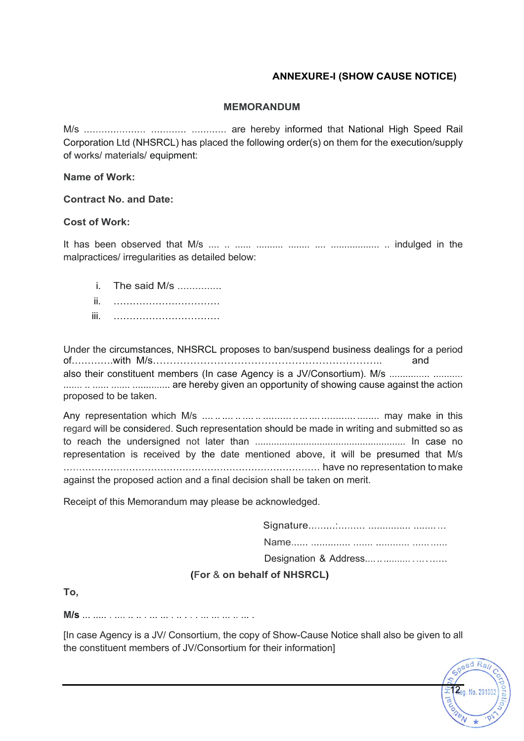**ANNEXURE-I (SHOW CAUSE NOTICE)**

**MEMORANDUM**

M/s ..................... ............ ............ are hereby informed that National High Speed Rail Corporation Ltd (NHSRCL) has placed the following order(s) on them for the execution/supply of works/ materials/ equipment:

**Name of Work:**

**Contract No. and Date:**

**Cost of Work:**

It has been observed that M/s .... .. ...... .......... ........ .... .................. .. indulged in the malpractices/ irregularities as detailed below:

i. The said M/s ...............
ii. ……………………………
iii. ……………………………

Under the circumstances, NHSRCL proposes to ban/suspend business dealings for a period of…………with M/s……………………………………………………………….. and also their constituent members (In case Agency is a JV/Consortium). M/s ............... ........... ....... .. ...... ....... .............. are hereby given an opportunity of showing cause against the action proposed to be taken.

Any representation which M/s .... .. .... .. .... .. .......... .. .. .. .... ........... ........ may make in this regard will be considered. Such representation should be made in writing and submitted so as to reach the undersigned not later than ....................................................... In case no representation is received by the date mentioned above, it will be presumed that M/s ………………………………………………………………………. have no representation to make against the proposed action and a final decision shall be taken on merit.

Receipt of this Memorandum may please be acknowledged.

Signature.........:......... ............... ......... …

Name...... .............. ....... ............ ..........

Designation & Address.... .. .......... . ... . ......

**(For & on behalf of NHSRCL)**

**To,**

**M/s** ... ..... . .... .. .. . ... ... . .. . . . ... ... ... .. ... .

[In case Agency is a JV/ Consortium, the copy of Show-Cause Notice shall also be given to all the constituent members of JV/Consortium for their information]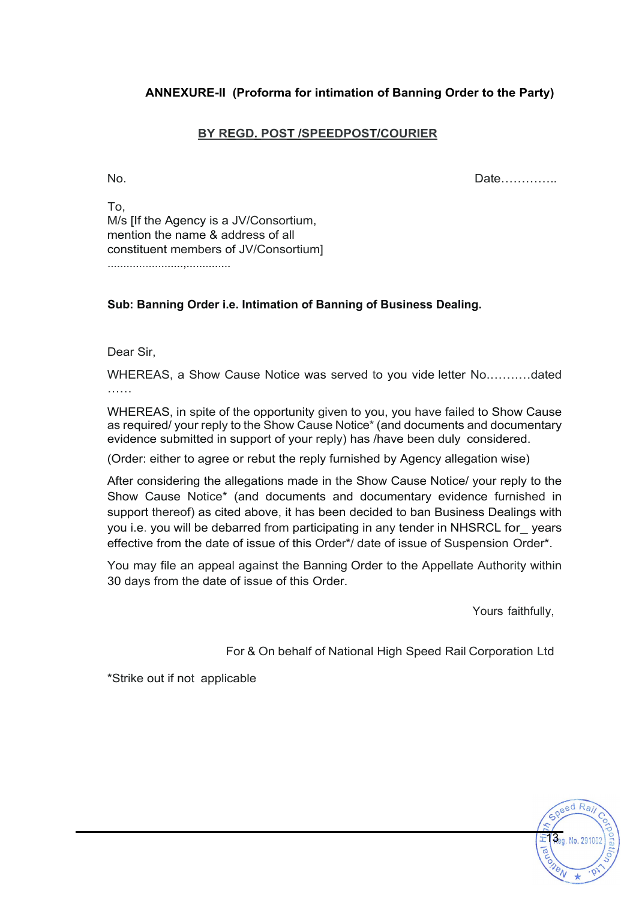**ANNEXURE-II (Proforma for intimation of Banning Order to the Party)**

**BY REGD. POST /SPEEDPOST/COURIER**

No. Date…………..

To,
M/s [If the Agency is a JV/Consortium, mention the name & address of all constituent members of JV/Consortium]
.......................,..............

**Sub: Banning Order i.e. Intimation of Banning of Business Dealing.**

Dear Sir,

WHEREAS, a Show Cause Notice was served to you vide letter No...........dated ……

WHEREAS, in spite of the opportunity given to you, you have failed to Show Cause as required/ your reply to the Show Cause Notice* (and documents and documentary evidence submitted in support of your reply) has /have been duly considered.

(Order: either to agree or rebut the reply furnished by Agency allegation wise)

After considering the allegations made in the Show Cause Notice/ your reply to the Show Cause Notice* (and documents and documentary evidence furnished in support thereof) as cited above, it has been decided to ban Business Dealings with you i.e. you will be debarred from participating in any tender in NHSRCL for_ years effective from the date of issue of this Order*/ date of issue of Suspension Order*.

You may file an appeal against the Banning Order to the Appellate Authority within 30 days from the date of issue of this Order.

Yours faithfully,

For & On behalf of National High Speed Rail Corporation Ltd

*Strike out if not applicable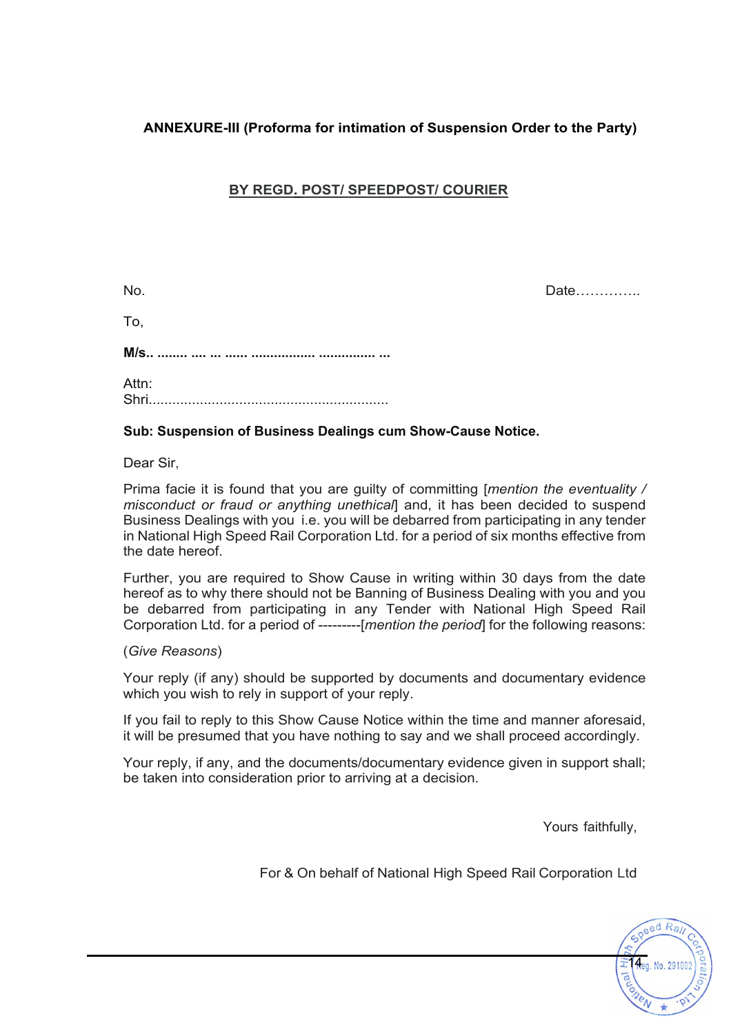**ANNEXURE-III (Proforma for intimation of Suspension Order to the Party)**

**BY REGD. POST/ SPEEDPOST/ COURIER**

No. Date…………..

To,

**M/s.. ........ .... ... ...... ................. ............... ...**

Attn:
Shri............................................................

**Sub: Suspension of Business Dealings cum Show-Cause Notice.**

Dear Sir,

Prima facie it is found that you are guilty of committing [*mention the eventuality / misconduct or fraud or anything unethical*] and, it has been decided to suspend Business Dealings with you i.e. you will be debarred from participating in any tender in National High Speed Rail Corporation Ltd. for a period of six months effective from the date hereof.

Further, you are required to Show Cause in writing within 30 days from the date hereof as to why there should not be Banning of Business Dealing with you and you be debarred from participating in any Tender with National High Speed Rail Corporation Ltd. for a period of ---------[*mention the period*] for the following reasons:

(*Give Reasons*)

Your reply (if any) should be supported by documents and documentary evidence which you wish to rely in support of your reply.

If you fail to reply to this Show Cause Notice within the time and manner aforesaid, it will be presumed that you have nothing to say and we shall proceed accordingly.

Your reply, if any, and the documents/documentary evidence given in support shall; be taken into consideration prior to arriving at a decision.

Yours faithfully,

For & On behalf of National High Speed Rail Corporation Ltd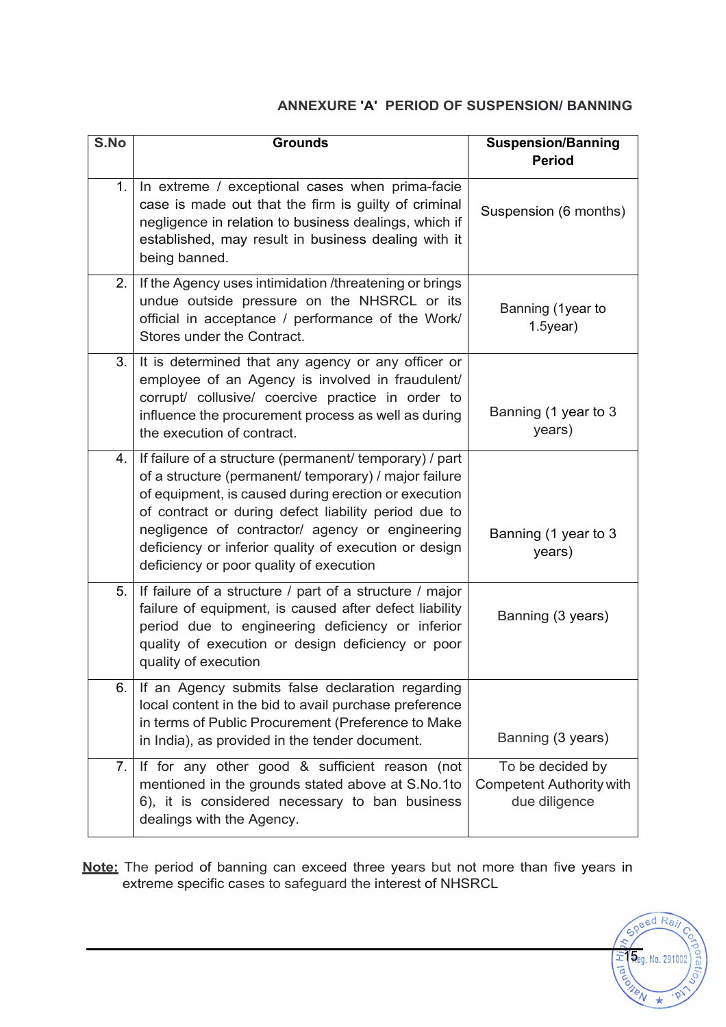## ANNEXURE 'A' PERIOD OF SUSPENSION/ BANNING

| S.No | Grounds | Suspension/Banning Period |
|---|---|---|
| 1. | In extreme / exceptional cases when prima-facie case is made out that the firm is guilty of criminal negligence in relation to business dealings, which if established, may result in business dealing with it being banned. | Suspension (6 months) |
| 2. | If the Agency uses intimidation /threatening or brings undue outside pressure on the NHSRCL or its official in acceptance / performance of the Work/ Stores under the Contract. | Banning (1year to 1.5year) |
| 3. | It is determined that any agency or any officer or employee of an Agency is involved in fraudulent/ corrupt/ collusive/ coercive practice in order to influence the procurement process as well as during the execution of contract. | Banning (1 year to 3 years) |
| 4. | If failure of a structure (permanent/ temporary) / part of a structure (permanent/ temporary) / major failure of equipment, is caused during erection or execution of contract or during defect liability period due to negligence of contractor/ agency or engineering deficiency or inferior quality of execution or design deficiency or poor quality of execution | Banning (1 year to 3 years) |
| 5. | If failure of a structure / part of a structure / major failure of equipment, is caused after defect liability period due to engineering deficiency or inferior quality of execution or design deficiency or poor quality of execution | Banning (3 years) |
| 6. | If an Agency submits false declaration regarding local content in the bid to avail purchase preference in terms of Public Procurement (Preference to Make in India), as provided in the tender document. | Banning (3 years) |
| 7. | If for any other good & sufficient reason (not mentioned in the grounds stated above at S.No.1to 6), it is considered necessary to ban business dealings with the Agency. | To be decided by Competent Authority with due diligence |

**Note:** The period of banning can exceed three years but not more than five years in extreme specific cases to safeguard the interest of NHSRCL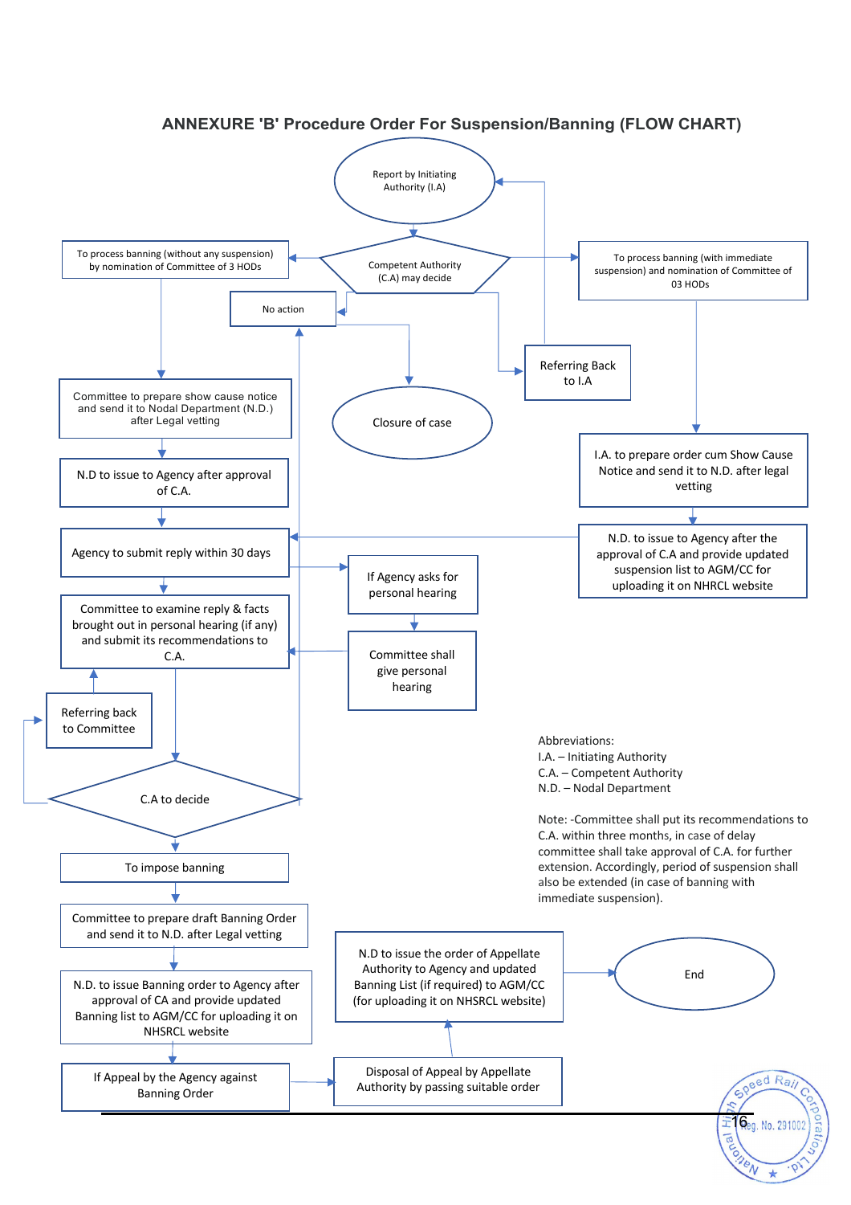# ANNEXURE 'B' Procedure Order For Suspension/Banning (FLOW CHART)

Report by Initiating Authority (I.A)

Competent Authority (C.A) may decide

To process banning (without any suspension) by nomination of Committee of 3 HODs

To process banning (with immediate suspension) and nomination of Committee of 03 HODs

No action

Referring Back to I.A

Closure of case

Committee to prepare show cause notice and send it to Nodal Department (N.D.) after Legal vetting

I.A. to prepare order cum Show Cause Notice and send it to N.D. after legal vetting

N.D to issue to Agency after approval of C.A.

N.D. to issue to Agency after the approval of C.A and provide updated suspension list to AGM/CC for uploading it on NHRCL website

Agency to submit reply within 30 days

If Agency asks for personal hearing

Committee to examine reply & facts brought out in personal hearing (if any) and submit its recommendations to C.A.

Committee shall give personal hearing

Referring back to Committee

C.A to decide

To impose banning

Committee to prepare draft Banning Order and send it to N.D. after Legal vetting

N.D. to issue Banning order to Agency after approval of CA and provide updated Banning list to AGM/CC for uploading it on NHSRCL website

If Appeal by the Agency against Banning Order

Disposal of Appeal by Appellate Authority by passing suitable order

N.D to issue the order of Appellate Authority to Agency and updated Banning List (if required) to AGM/CC (for uploading it on NHSRCL website)

End

Abbreviations:
I.A. – Initiating Authority
C.A. – Competent Authority
N.D. – Nodal Department

Note: -Committee shall put its recommendations to C.A. within three months, in case of delay committee shall take approval of C.A. for further extension. Accordingly, period of suspension shall also be extended (in case of banning with immediate suspension).

National High Speed Rail Corporation Ltd. Reg. No. 291002